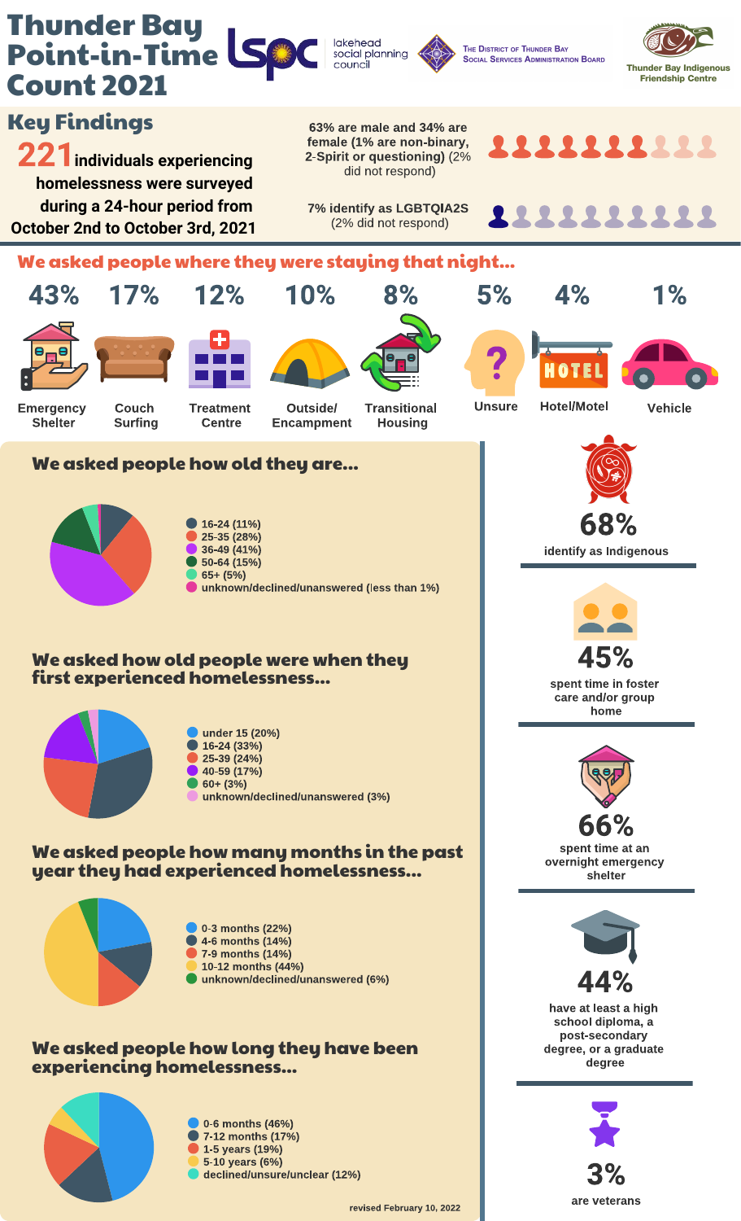# Thunder Bay Point-in-Time Count 2021

lakehead social planning council

The District of Thunder Bay Social Services Administration Board

Thunder Bay Indigenous Friendship Centre

## Key Findings

**221 individuals experiencing homelessness were surveyed during a 24-hour period from October 2nd to October 3rd, 2021**

**63% are male and 34% are female (1% are non-binary, 2-Spirit or questioning)** (2% did not respond)

**7% identify as LGBTQIA2S** (2% did not respond)

## We asked people where they were staying that night...

| 43% | 17% | 12% | 10% | 8% | 5% | 4% | 1% |
|---|---|---|---|---|---|---|---|
| Emergency Shelter | Couch Surfing | Treatment Centre | Outside/ Encampment | Transitional Housing | Unsure | Hotel/Motel | Vehicle |

## We asked people how old they are...

- 16-24 (11%)
- 25-35 (28%)
- 36-49 (41%)
- 50-64 (15%)
- 65+ (5%)
- unknown/declined/unanswered (less than 1%)

## We asked how old people were when they first experienced homelessness...

- under 15 (20%)
- 16-24 (33%)
- 25-39 (24%)
- 40-59 (17%)
- 60+ (3%)
- unknown/declined/unanswered (3%)

## We asked people how many months in the past year they had experienced homelessness...

- 0-3 months (22%)
- 4-6 months (14%)
- 7-9 months (14%)
- 10-12 months (44%)
- unknown/declined/unanswered (6%)

## We asked people how long they have been experiencing homelessness...

- 0-6 months (46%)
- 7-12 months (17%)
- 1-5 years (19%)
- 5-10 years (6%)
- declined/unsure/unclear (12%)

**68%** identify as Indigenous

**45%** spent time in foster care and/or group home

**66%** spent time at an overnight emergency shelter

**44%** have at least a high school diploma, a post-secondary degree, or a graduate degree

**3%** are veterans

revised February 10, 2022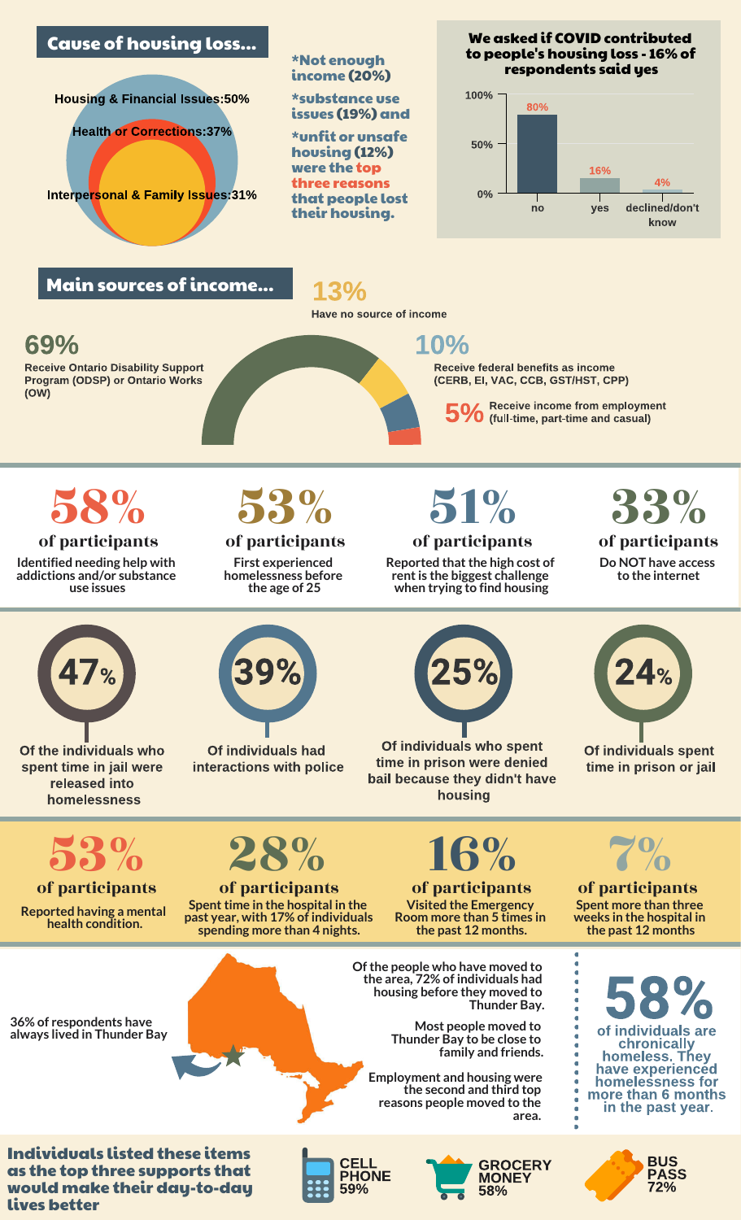## Cause of housing loss...

Housing & Financial Issues:50%

Health or Corrections:37%

Interpersonal & Family Issues:31%

*Not enough income (20%)

*substance use issues (19%) and

*unfit or unsafe housing (12%) were the top three reasons that people lost their housing.

**We asked if COVID contributed to people's housing loss - 16% of respondents said yes**

100%
50%
0%

80% no

16% yes

4% declined/don't know

## Main sources of income...

**13%** Have no source of income

**69%** Receive Ontario Disability Support Program (ODSP) or Ontario Works (OW)

**10%** Receive federal benefits as income (CERB, EI, VAC, CCB, GST/HST, CPP)

**5%** Receive income from employment (full-time, part-time and casual)

**58%** of participants
Identified needing help with addictions and/or substance use issues

**53%** of participants
First experienced homelessness before the age of 25

**51%** of participants
Reported that the high cost of rent is the biggest challenge when trying to find housing

**33%** of participants
Do NOT have access to the internet

**47%**
Of the individuals who spent time in jail were released into homelessness

**39%**
Of individuals had interactions with police

**25%**
Of individuals who spent time in prison were denied bail because they didn't have housing

**24%**
Of individuals spent time in prison or jail

**53%** of participants
Reported having a mental health condition.

**28%** of participants
Spent time in the hospital in the past year, with 17% of individuals spending more than 4 nights.

**16%** of participants
Visited the Emergency Room more than 5 times in the past 12 months.

**7%** of participants
Spent more than three weeks in the hospital in the past 12 months

36% of respondents have always lived in Thunder Bay

Of the people who have moved to the area, 72% of individuals had housing before they moved to Thunder Bay.

Most people moved to Thunder Bay to be close to family and friends.

Employment and housing were the second and third top reasons people moved to the area.

**58%** of individuals are chronically homeless. They have experienced homelessness for more than 6 months in the past year.

**Individuals listed these items as the top three supports that would make their day-to-day lives better**

CELL PHONE 59%

GROCERY MONEY 58%

BUS PASS 72%